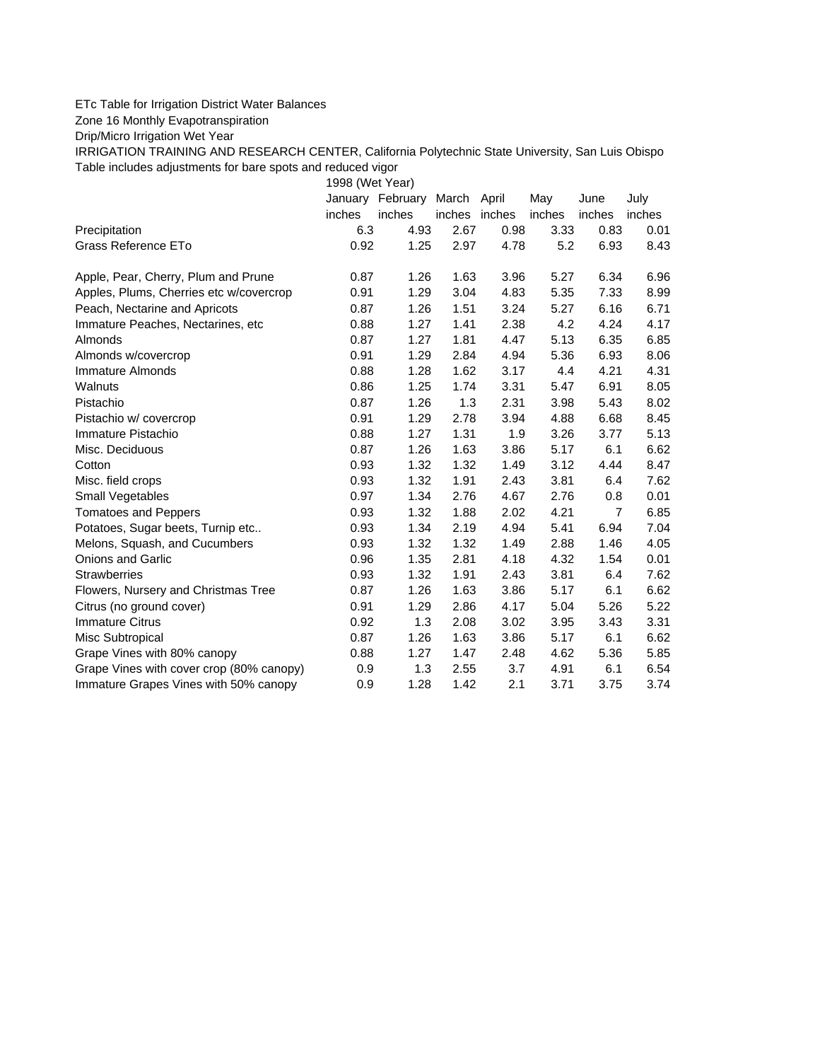ETc Table for Irrigation District Water Balances

Zone 16 Monthly Evapotranspiration

Drip/Micro Irrigation Wet Year

IRRIGATION TRAINING AND RESEARCH CENTER, California Polytechnic State University, San Luis Obispo

Table includes adjustments for bare spots and reduced vigor

| | 1998 (Wet Year) | | | | | | |
|---|---|---|---|---|---|---|---|
| | January | February | March | April | May | June | July |
| | inches | inches | inches | inches | inches | inches | inches |
| Precipitation | 6.3 | 4.93 | 2.67 | 0.98 | 3.33 | 0.83 | 0.01 |
| Grass Reference ETo | 0.92 | 1.25 | 2.97 | 4.78 | 5.2 | 6.93 | 8.43 |
| | | | | | | | |
| Apple, Pear, Cherry, Plum and Prune | 0.87 | 1.26 | 1.63 | 3.96 | 5.27 | 6.34 | 6.96 |
| Apples, Plums, Cherries etc w/covercrop | 0.91 | 1.29 | 3.04 | 4.83 | 5.35 | 7.33 | 8.99 |
| Peach, Nectarine and Apricots | 0.87 | 1.26 | 1.51 | 3.24 | 5.27 | 6.16 | 6.71 |
| Immature Peaches, Nectarines, etc | 0.88 | 1.27 | 1.41 | 2.38 | 4.2 | 4.24 | 4.17 |
| Almonds | 0.87 | 1.27 | 1.81 | 4.47 | 5.13 | 6.35 | 6.85 |
| Almonds w/covercrop | 0.91 | 1.29 | 2.84 | 4.94 | 5.36 | 6.93 | 8.06 |
| Immature Almonds | 0.88 | 1.28 | 1.62 | 3.17 | 4.4 | 4.21 | 4.31 |
| Walnuts | 0.86 | 1.25 | 1.74 | 3.31 | 5.47 | 6.91 | 8.05 |
| Pistachio | 0.87 | 1.26 | 1.3 | 2.31 | 3.98 | 5.43 | 8.02 |
| Pistachio w/ covercrop | 0.91 | 1.29 | 2.78 | 3.94 | 4.88 | 6.68 | 8.45 |
| Immature Pistachio | 0.88 | 1.27 | 1.31 | 1.9 | 3.26 | 3.77 | 5.13 |
| Misc. Deciduous | 0.87 | 1.26 | 1.63 | 3.86 | 5.17 | 6.1 | 6.62 |
| Cotton | 0.93 | 1.32 | 1.32 | 1.49 | 3.12 | 4.44 | 8.47 |
| Misc. field crops | 0.93 | 1.32 | 1.91 | 2.43 | 3.81 | 6.4 | 7.62 |
| Small Vegetables | 0.97 | 1.34 | 2.76 | 4.67 | 2.76 | 0.8 | 0.01 |
| Tomatoes and Peppers | 0.93 | 1.32 | 1.88 | 2.02 | 4.21 | 7 | 6.85 |
| Potatoes, Sugar beets, Turnip etc.. | 0.93 | 1.34 | 2.19 | 4.94 | 5.41 | 6.94 | 7.04 |
| Melons, Squash, and Cucumbers | 0.93 | 1.32 | 1.32 | 1.49 | 2.88 | 1.46 | 4.05 |
| Onions and Garlic | 0.96 | 1.35 | 2.81 | 4.18 | 4.32 | 1.54 | 0.01 |
| Strawberries | 0.93 | 1.32 | 1.91 | 2.43 | 3.81 | 6.4 | 7.62 |
| Flowers, Nursery and Christmas Tree | 0.87 | 1.26 | 1.63 | 3.86 | 5.17 | 6.1 | 6.62 |
| Citrus (no ground cover) | 0.91 | 1.29 | 2.86 | 4.17 | 5.04 | 5.26 | 5.22 |
| Immature Citrus | 0.92 | 1.3 | 2.08 | 3.02 | 3.95 | 3.43 | 3.31 |
| Misc Subtropical | 0.87 | 1.26 | 1.63 | 3.86 | 5.17 | 6.1 | 6.62 |
| Grape Vines with 80% canopy | 0.88 | 1.27 | 1.47 | 2.48 | 4.62 | 5.36 | 5.85 |
| Grape Vines with cover crop (80% canopy) | 0.9 | 1.3 | 2.55 | 3.7 | 4.91 | 6.1 | 6.54 |
| Immature Grapes Vines with 50% canopy | 0.9 | 1.28 | 1.42 | 2.1 | 3.71 | 3.75 | 3.74 |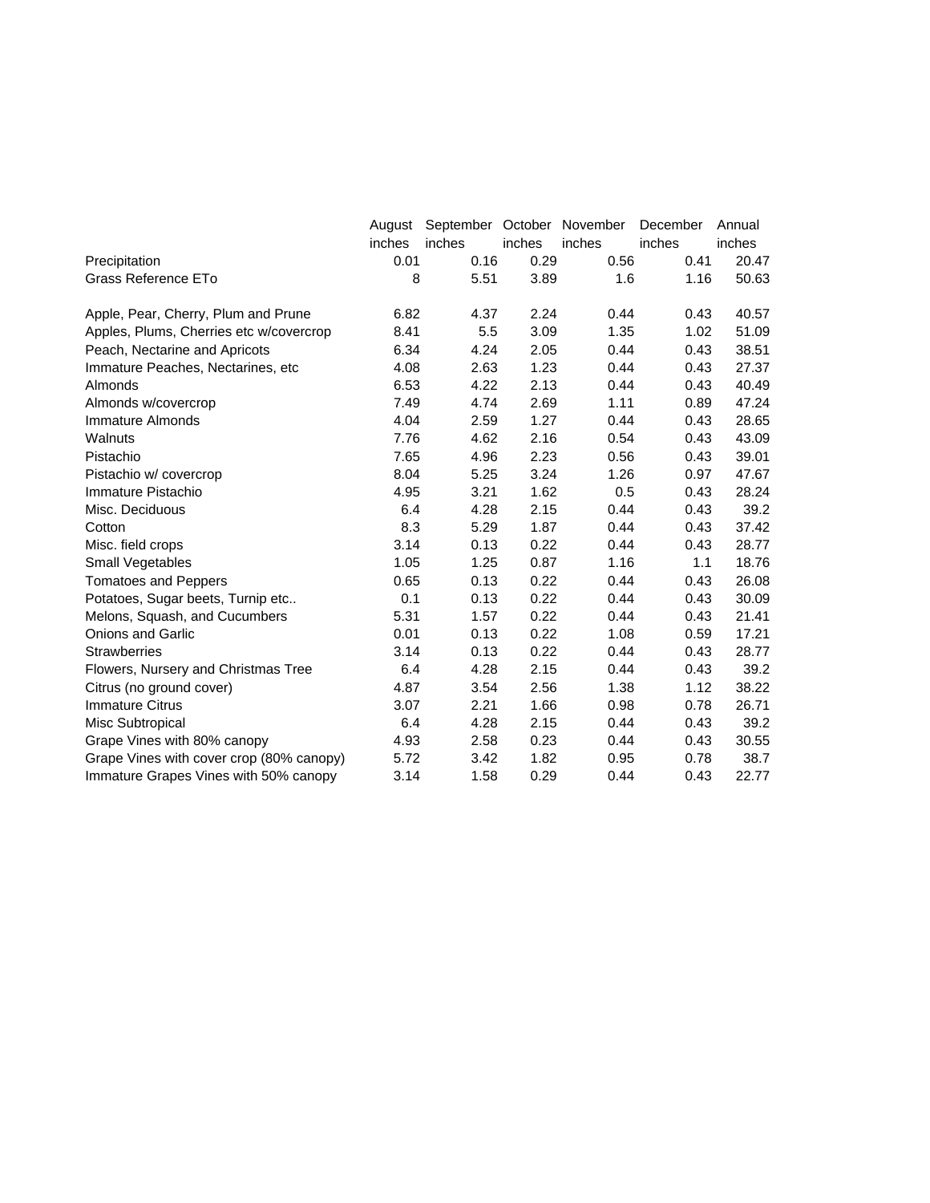| | August inches | September inches | October inches | November inches | December inches | Annual inches |
|---|---|---|---|---|---|---|
| Precipitation | 0.01 | 0.16 | 0.29 | 0.56 | 0.41 | 20.47 |
| Grass Reference ETo | 8 | 5.51 | 3.89 | 1.6 | 1.16 | 50.63 |
| | | | | | | |
| Apple, Pear, Cherry, Plum and Prune | 6.82 | 4.37 | 2.24 | 0.44 | 0.43 | 40.57 |
| Apples, Plums, Cherries etc w/covercrop | 8.41 | 5.5 | 3.09 | 1.35 | 1.02 | 51.09 |
| Peach, Nectarine and Apricots | 6.34 | 4.24 | 2.05 | 0.44 | 0.43 | 38.51 |
| Immature Peaches, Nectarines, etc | 4.08 | 2.63 | 1.23 | 0.44 | 0.43 | 27.37 |
| Almonds | 6.53 | 4.22 | 2.13 | 0.44 | 0.43 | 40.49 |
| Almonds w/covercrop | 7.49 | 4.74 | 2.69 | 1.11 | 0.89 | 47.24 |
| Immature Almonds | 4.04 | 2.59 | 1.27 | 0.44 | 0.43 | 28.65 |
| Walnuts | 7.76 | 4.62 | 2.16 | 0.54 | 0.43 | 43.09 |
| Pistachio | 7.65 | 4.96 | 2.23 | 0.56 | 0.43 | 39.01 |
| Pistachio w/ covercrop | 8.04 | 5.25 | 3.24 | 1.26 | 0.97 | 47.67 |
| Immature Pistachio | 4.95 | 3.21 | 1.62 | 0.5 | 0.43 | 28.24 |
| Misc. Deciduous | 6.4 | 4.28 | 2.15 | 0.44 | 0.43 | 39.2 |
| Cotton | 8.3 | 5.29 | 1.87 | 0.44 | 0.43 | 37.42 |
| Misc. field crops | 3.14 | 0.13 | 0.22 | 0.44 | 0.43 | 28.77 |
| Small Vegetables | 1.05 | 1.25 | 0.87 | 1.16 | 1.1 | 18.76 |
| Tomatoes and Peppers | 0.65 | 0.13 | 0.22 | 0.44 | 0.43 | 26.08 |
| Potatoes, Sugar beets, Turnip etc.. | 0.1 | 0.13 | 0.22 | 0.44 | 0.43 | 30.09 |
| Melons, Squash, and Cucumbers | 5.31 | 1.57 | 0.22 | 0.44 | 0.43 | 21.41 |
| Onions and Garlic | 0.01 | 0.13 | 0.22 | 1.08 | 0.59 | 17.21 |
| Strawberries | 3.14 | 0.13 | 0.22 | 0.44 | 0.43 | 28.77 |
| Flowers, Nursery and Christmas Tree | 6.4 | 4.28 | 2.15 | 0.44 | 0.43 | 39.2 |
| Citrus (no ground cover) | 4.87 | 3.54 | 2.56 | 1.38 | 1.12 | 38.22 |
| Immature Citrus | 3.07 | 2.21 | 1.66 | 0.98 | 0.78 | 26.71 |
| Misc Subtropical | 6.4 | 4.28 | 2.15 | 0.44 | 0.43 | 39.2 |
| Grape Vines with 80% canopy | 4.93 | 2.58 | 0.23 | 0.44 | 0.43 | 30.55 |
| Grape Vines with cover crop (80% canopy) | 5.72 | 3.42 | 1.82 | 0.95 | 0.78 | 38.7 |
| Immature Grapes Vines with 50% canopy | 3.14 | 1.58 | 0.29 | 0.44 | 0.43 | 22.77 |